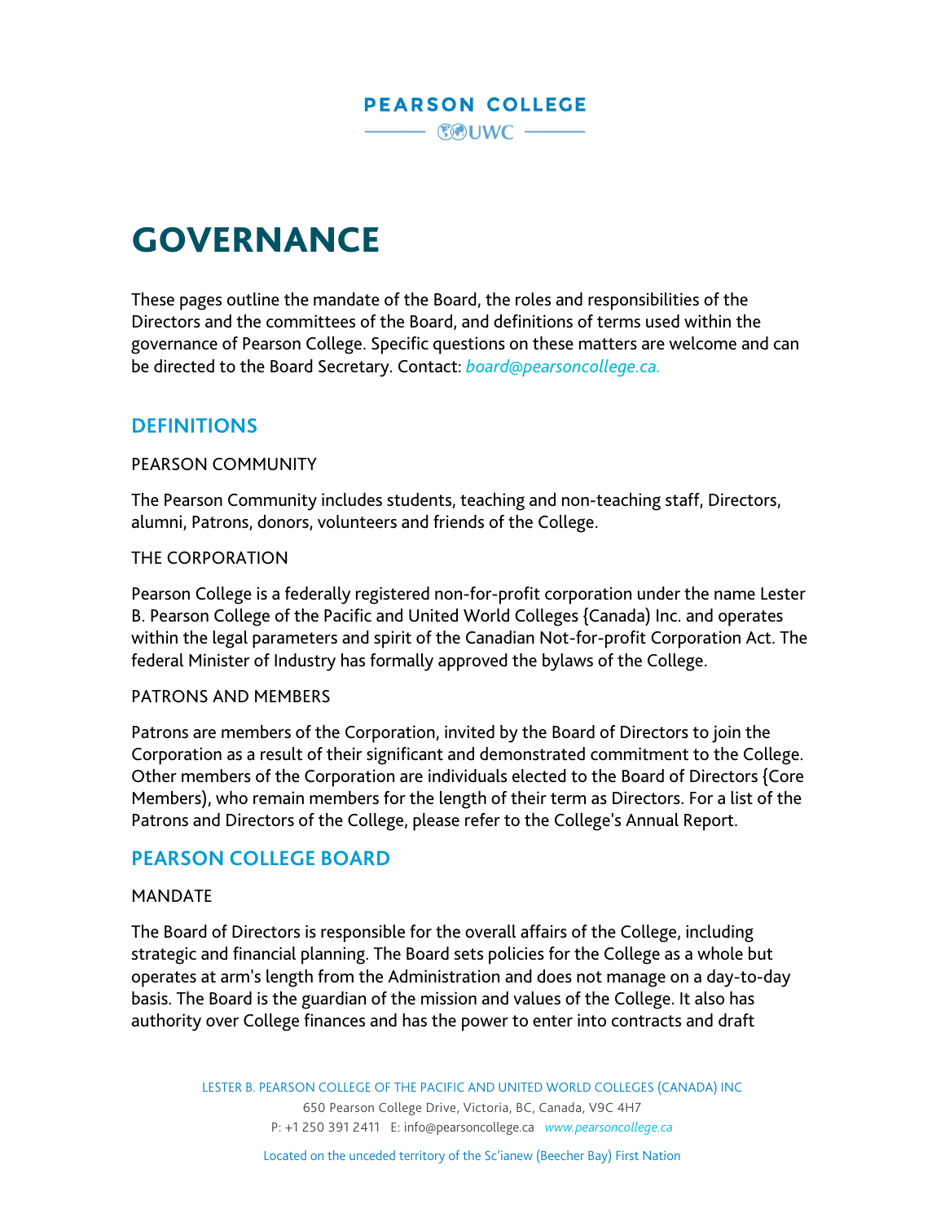# GOVERNANCE

These pages outline the mandate of the Board, the roles and responsibilities of the Directors and the committees of the Board, and definitions of terms used within the governance of Pearson College. Specific questions on these matters are welcome and can be directed to the Board Secretary. Contact: *board@pearsoncollege.ca.*

## DEFINITIONS

PEARSON COMMUNITY

The Pearson Community includes students, teaching and non-teaching staff, Directors, alumni, Patrons, donors, volunteers and friends of the College.

THE CORPORATION

Pearson College is a federally registered non-for-profit corporation under the name Lester B. Pearson College of the Pacific and United World Colleges {Canada) Inc. and operates within the legal parameters and spirit of the Canadian Not-for-profit Corporation Act. The federal Minister of Industry has formally approved the bylaws of the College.

PATRONS AND MEMBERS

Patrons are members of the Corporation, invited by the Board of Directors to join the Corporation as a result of their significant and demonstrated commitment to the College. Other members of the Corporation are individuals elected to the Board of Directors {Core Members), who remain members for the length of their term as Directors. For a list of the Patrons and Directors of the College, please refer to the College's Annual Report.

## PEARSON COLLEGE BOARD

MANDATE

The Board of Directors is responsible for the overall affairs of the College, including strategic and financial planning. The Board sets policies for the College as a whole but operates at arm's length from the Administration and does not manage on a day-to-day basis. The Board is the guardian of the mission and values of the College. It also has authority over College finances and has the power to enter into contracts and draft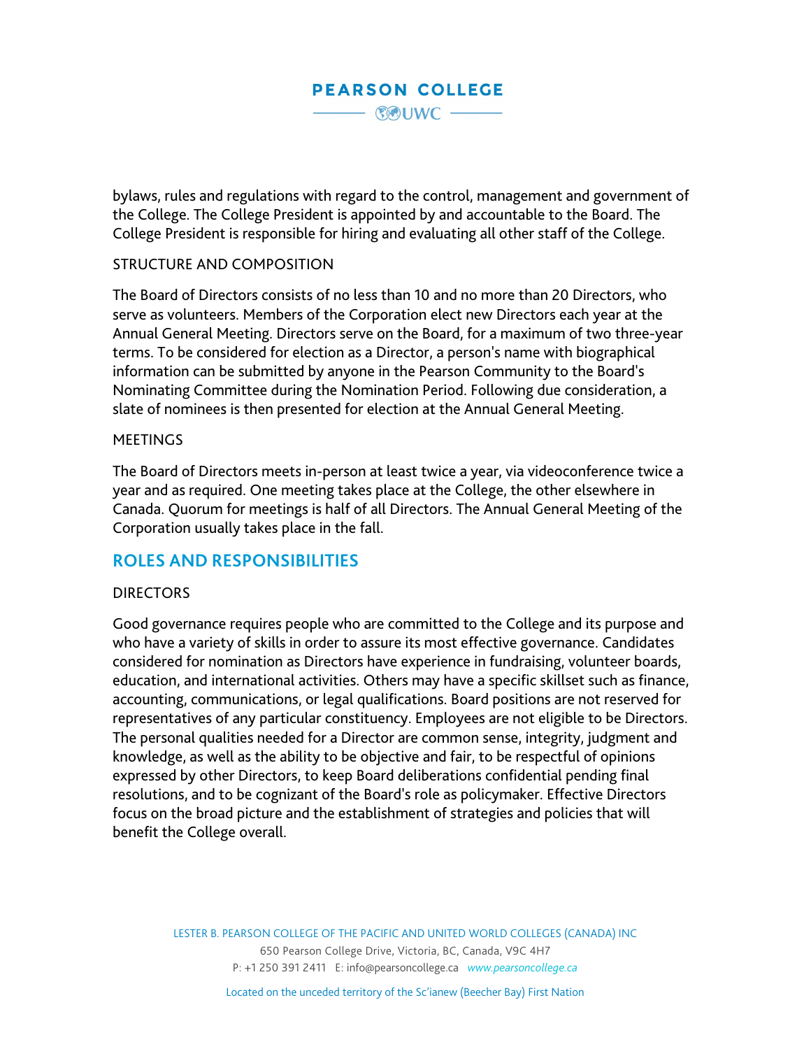bylaws, rules and regulations with regard to the control, management and government of the College. The College President is appointed by and accountable to the Board. The College President is responsible for hiring and evaluating all other staff of the College.

STRUCTURE AND COMPOSITION

The Board of Directors consists of no less than 10 and no more than 20 Directors, who serve as volunteers. Members of the Corporation elect new Directors each year at the Annual General Meeting. Directors serve on the Board, for a maximum of two three-year terms. To be considered for election as a Director, a person's name with biographical information can be submitted by anyone in the Pearson Community to the Board's Nominating Committee during the Nomination Period. Following due consideration, a slate of nominees is then presented for election at the Annual General Meeting.

MEETINGS

The Board of Directors meets in-person at least twice a year, via videoconference twice a year and as required. One meeting takes place at the College, the other elsewhere in Canada. Quorum for meetings is half of all Directors. The Annual General Meeting of the Corporation usually takes place in the fall.

## ROLES AND RESPONSIBILITIES

DIRECTORS

Good governance requires people who are committed to the College and its purpose and who have a variety of skills in order to assure its most effective governance. Candidates considered for nomination as Directors have experience in fundraising, volunteer boards, education, and international activities. Others may have a specific skillset such as finance, accounting, communications, or legal qualifications. Board positions are not reserved for representatives of any particular constituency. Employees are not eligible to be Directors. The personal qualities needed for a Director are common sense, integrity, judgment and knowledge, as well as the ability to be objective and fair, to be respectful of opinions expressed by other Directors, to keep Board deliberations confidential pending final resolutions, and to be cognizant of the Board's role as policymaker. Effective Directors focus on the broad picture and the establishment of strategies and policies that will benefit the College overall.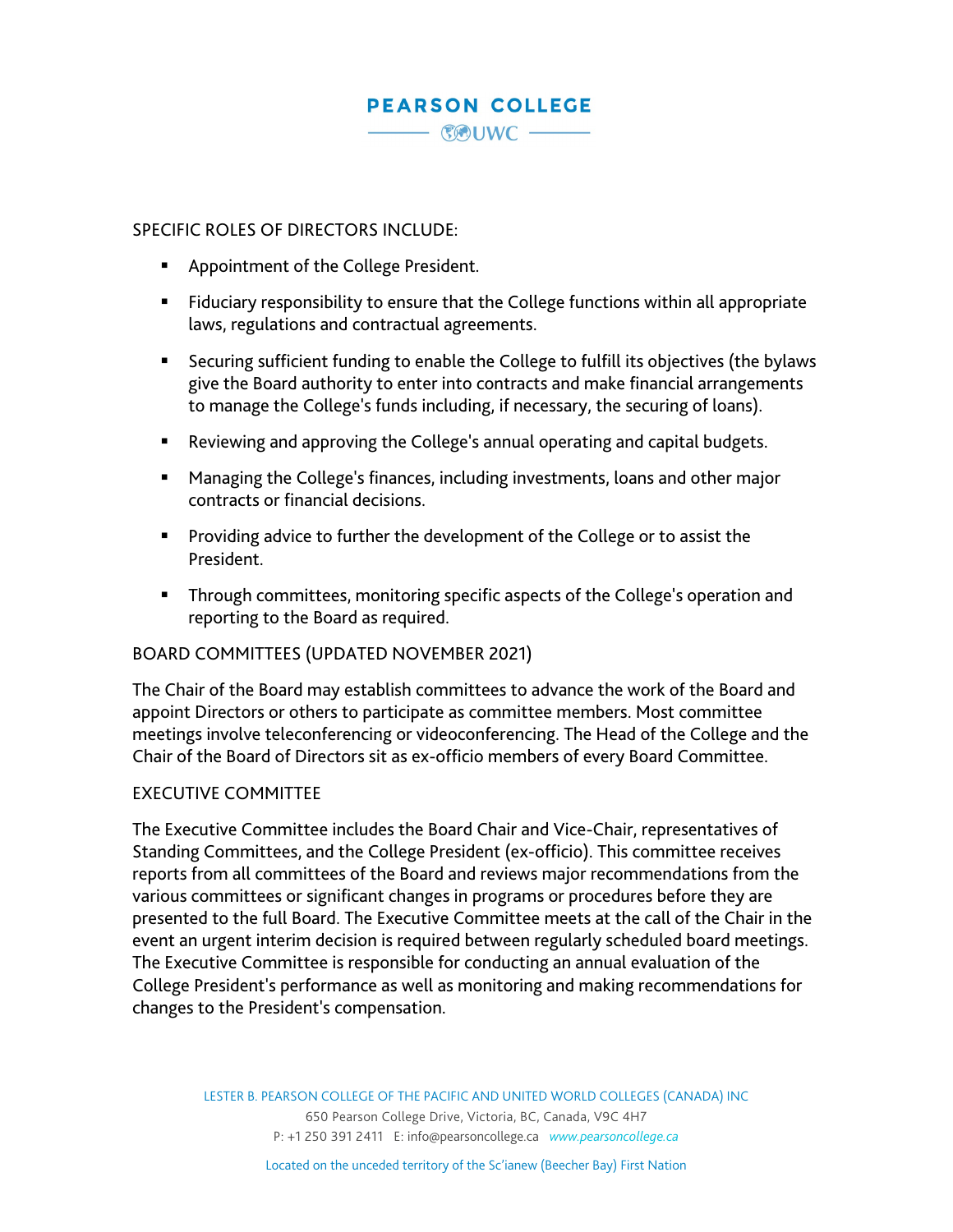SPECIFIC ROLES OF DIRECTORS INCLUDE:

- Appointment of the College President.
- Fiduciary responsibility to ensure that the College functions within all appropriate laws, regulations and contractual agreements.
- Securing sufficient funding to enable the College to fulfill its objectives (the bylaws give the Board authority to enter into contracts and make financial arrangements to manage the College's funds including, if necessary, the securing of loans).
- Reviewing and approving the College's annual operating and capital budgets.
- Managing the College's finances, including investments, loans and other major contracts or financial decisions.
- Providing advice to further the development of the College or to assist the President.
- Through committees, monitoring specific aspects of the College's operation and reporting to the Board as required.

BOARD COMMITTEES (UPDATED NOVEMBER 2021)

The Chair of the Board may establish committees to advance the work of the Board and appoint Directors or others to participate as committee members. Most committee meetings involve teleconferencing or videoconferencing. The Head of the College and the Chair of the Board of Directors sit as ex-officio members of every Board Committee.

EXECUTIVE COMMITTEE

The Executive Committee includes the Board Chair and Vice-Chair, representatives of Standing Committees, and the College President (ex-officio). This committee receives reports from all committees of the Board and reviews major recommendations from the various committees or significant changes in programs or procedures before they are presented to the full Board. The Executive Committee meets at the call of the Chair in the event an urgent interim decision is required between regularly scheduled board meetings. The Executive Committee is responsible for conducting an annual evaluation of the College President's performance as well as monitoring and making recommendations for changes to the President's compensation.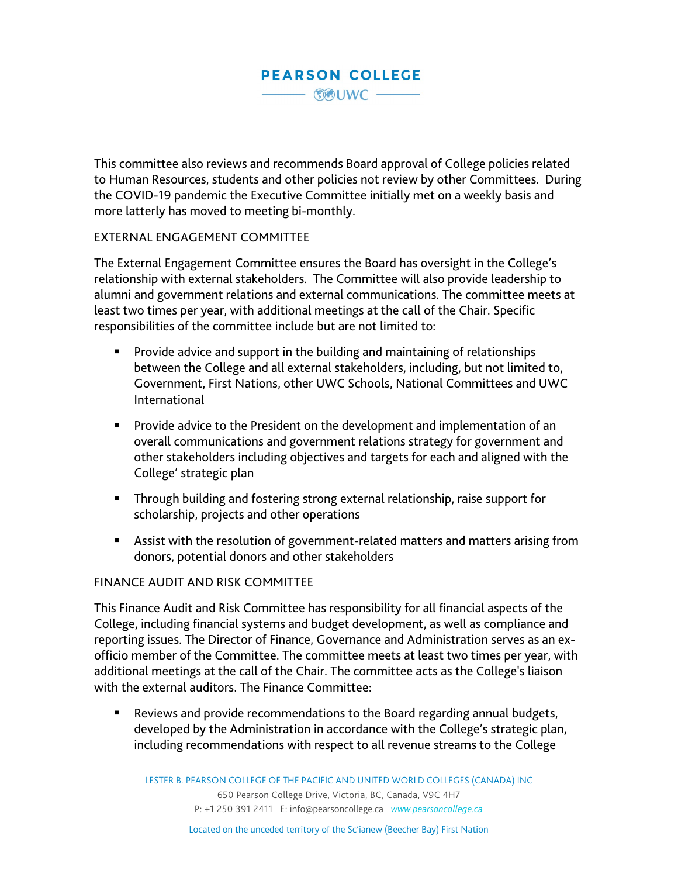This committee also reviews and recommends Board approval of College policies related to Human Resources, students and other policies not review by other Committees. During the COVID-19 pandemic the Executive Committee initially met on a weekly basis and more latterly has moved to meeting bi-monthly.

## EXTERNAL ENGAGEMENT COMMITTEE

The External Engagement Committee ensures the Board has oversight in the College's relationship with external stakeholders. The Committee will also provide leadership to alumni and government relations and external communications. The committee meets at least two times per year, with additional meetings at the call of the Chair. Specific responsibilities of the committee include but are not limited to:

- Provide advice and support in the building and maintaining of relationships between the College and all external stakeholders, including, but not limited to, Government, First Nations, other UWC Schools, National Committees and UWC International
- Provide advice to the President on the development and implementation of an overall communications and government relations strategy for government and other stakeholders including objectives and targets for each and aligned with the College' strategic plan
- Through building and fostering strong external relationship, raise support for scholarship, projects and other operations
- Assist with the resolution of government-related matters and matters arising from donors, potential donors and other stakeholders

## FINANCE AUDIT AND RISK COMMITTEE

This Finance Audit and Risk Committee has responsibility for all financial aspects of the College, including financial systems and budget development, as well as compliance and reporting issues. The Director of Finance, Governance and Administration serves as an ex-officio member of the Committee. The committee meets at least two times per year, with additional meetings at the call of the Chair. The committee acts as the College's liaison with the external auditors. The Finance Committee:

- Reviews and provide recommendations to the Board regarding annual budgets, developed by the Administration in accordance with the College's strategic plan, including recommendations with respect to all revenue streams to the College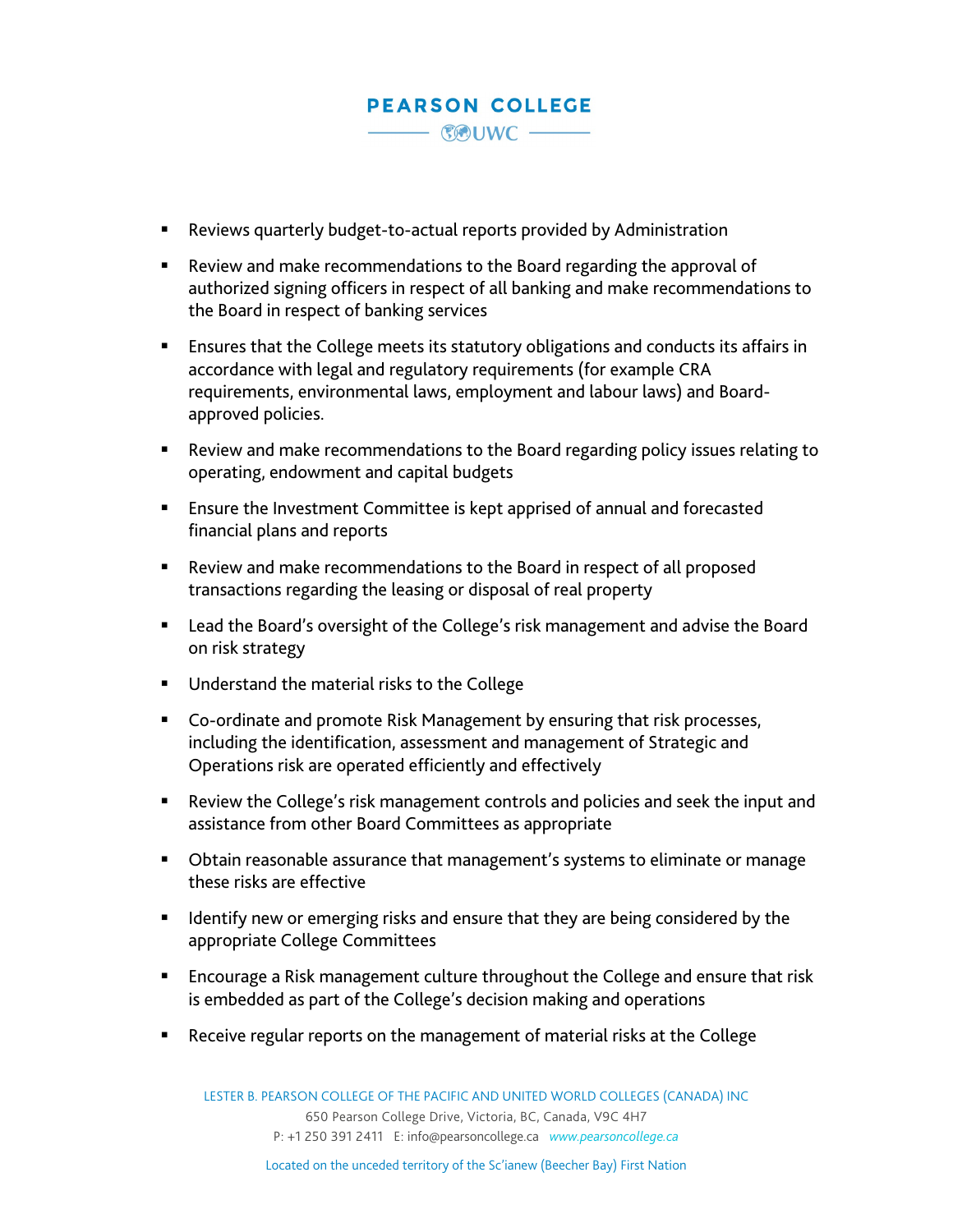- Reviews quarterly budget-to-actual reports provided by Administration
- Review and make recommendations to the Board regarding the approval of authorized signing officers in respect of all banking and make recommendations to the Board in respect of banking services
- Ensures that the College meets its statutory obligations and conducts its affairs in accordance with legal and regulatory requirements (for example CRA requirements, environmental laws, employment and labour laws) and Board-approved policies.
- Review and make recommendations to the Board regarding policy issues relating to operating, endowment and capital budgets
- Ensure the Investment Committee is kept apprised of annual and forecasted financial plans and reports
- Review and make recommendations to the Board in respect of all proposed transactions regarding the leasing or disposal of real property
- Lead the Board's oversight of the College's risk management and advise the Board on risk strategy
- Understand the material risks to the College
- Co-ordinate and promote Risk Management by ensuring that risk processes, including the identification, assessment and management of Strategic and Operations risk are operated efficiently and effectively
- Review the College's risk management controls and policies and seek the input and assistance from other Board Committees as appropriate
- Obtain reasonable assurance that management's systems to eliminate or manage these risks are effective
- Identify new or emerging risks and ensure that they are being considered by the appropriate College Committees
- Encourage a Risk management culture throughout the College and ensure that risk is embedded as part of the College's decision making and operations
- Receive regular reports on the management of material risks at the College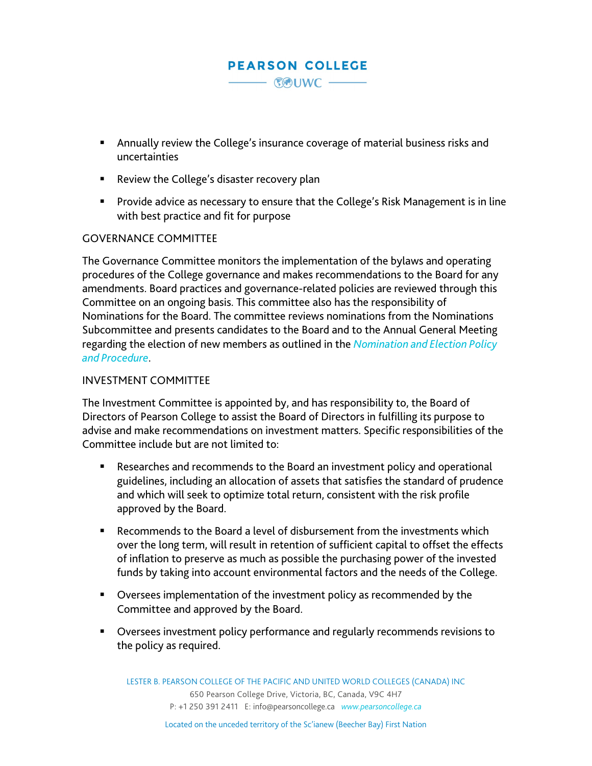- Annually review the College's insurance coverage of material business risks and uncertainties
- Review the College's disaster recovery plan
- Provide advice as necessary to ensure that the College's Risk Management is in line with best practice and fit for purpose

## GOVERNANCE COMMITTEE

The Governance Committee monitors the implementation of the bylaws and operating procedures of the College governance and makes recommendations to the Board for any amendments. Board practices and governance-related policies are reviewed through this Committee on an ongoing basis. This committee also has the responsibility of Nominations for the Board. The committee reviews nominations from the Nominations Subcommittee and presents candidates to the Board and to the Annual General Meeting regarding the election of new members as outlined in the *Nomination and Election Policy and Procedure*.

## INVESTMENT COMMITTEE

The Investment Committee is appointed by, and has responsibility to, the Board of Directors of Pearson College to assist the Board of Directors in fulfilling its purpose to advise and make recommendations on investment matters. Specific responsibilities of the Committee include but are not limited to:

- Researches and recommends to the Board an investment policy and operational guidelines, including an allocation of assets that satisfies the standard of prudence and which will seek to optimize total return, consistent with the risk profile approved by the Board.
- Recommends to the Board a level of disbursement from the investments which over the long term, will result in retention of sufficient capital to offset the effects of inflation to preserve as much as possible the purchasing power of the invested funds by taking into account environmental factors and the needs of the College.
- Oversees implementation of the investment policy as recommended by the Committee and approved by the Board.
- Oversees investment policy performance and regularly recommends revisions to the policy as required.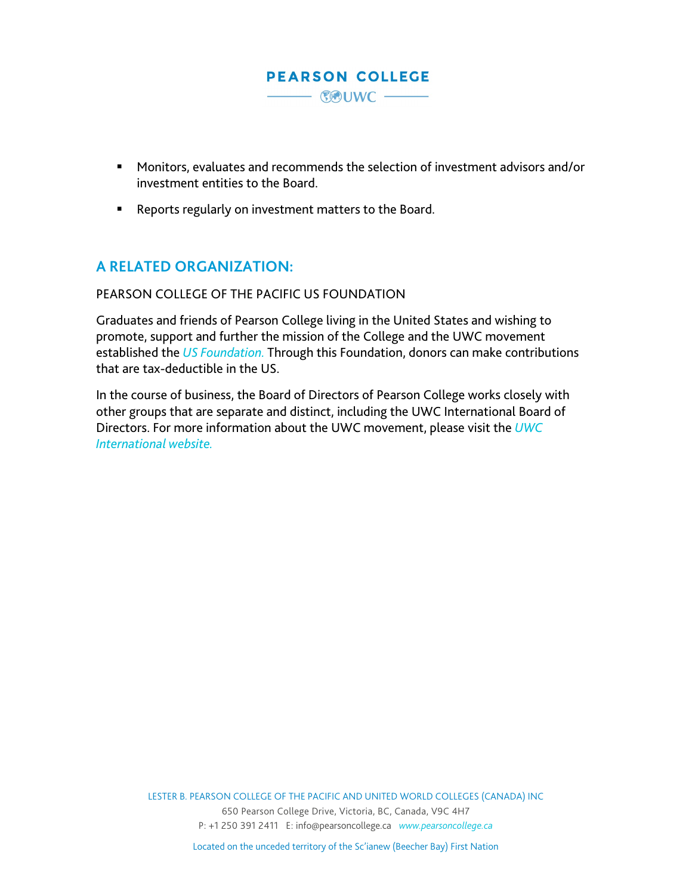- Monitors, evaluates and recommends the selection of investment advisors and/or investment entities to the Board.
- Reports regularly on investment matters to the Board.

## A RELATED ORGANIZATION:

PEARSON COLLEGE OF THE PACIFIC US FOUNDATION

Graduates and friends of Pearson College living in the United States and wishing to promote, support and further the mission of the College and the UWC movement established the *US Foundation.* Through this Foundation, donors can make contributions that are tax-deductible in the US.

In the course of business, the Board of Directors of Pearson College works closely with other groups that are separate and distinct, including the UWC International Board of Directors. For more information about the UWC movement, please visit the *UWC International website.*